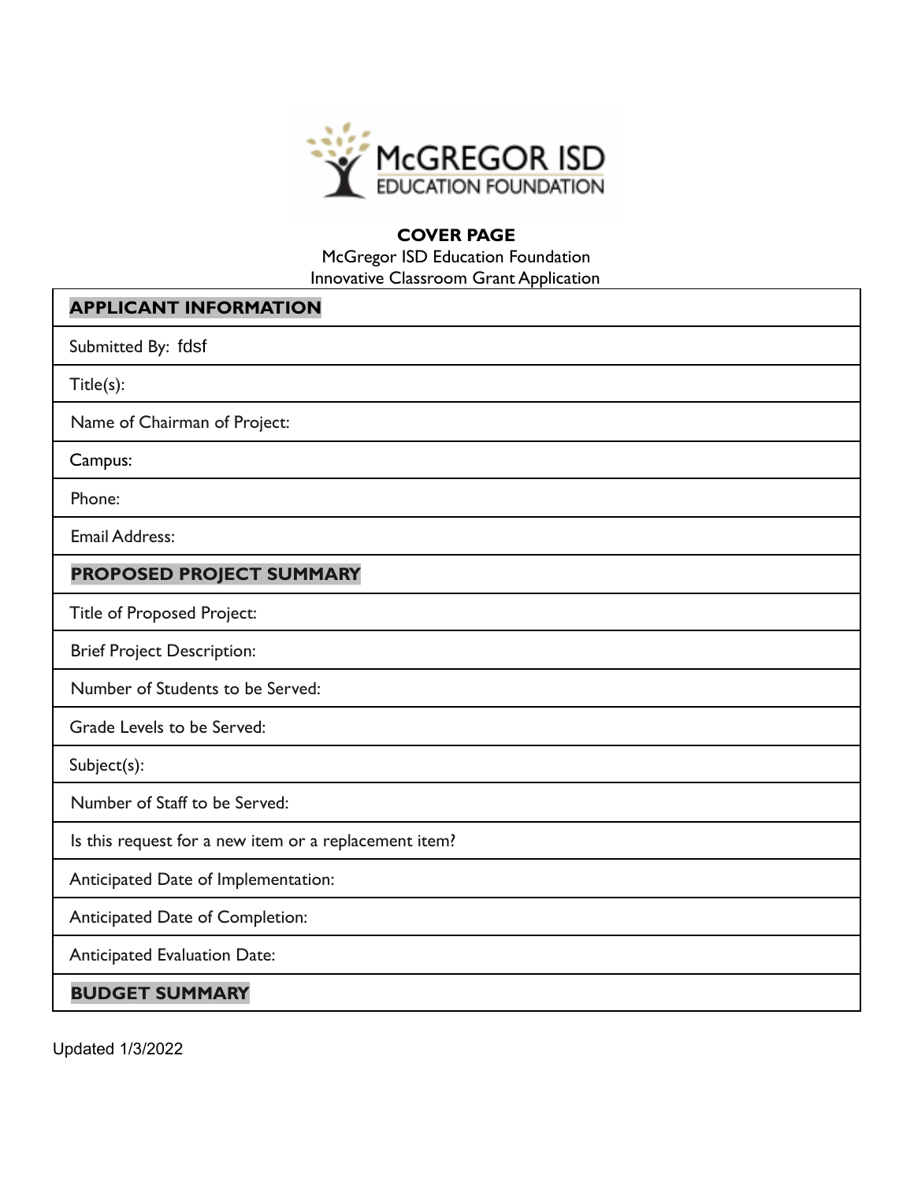McGREGOR ISD
EDUCATION FOUNDATION

**COVER PAGE**

McGregor ISD Education Foundation
Innovative Classroom Grant Application

| **APPLICANT INFORMATION** |
| --- |
| Submitted By: fdsf |
| Title(s): |
| Name of Chairman of Project: |
| Campus: |
| Phone: |
| Email Address: |
| **PROPOSED PROJECT SUMMARY** |
| Title of Proposed Project: |
| Brief Project Description: |
| Number of Students to be Served: |
| Grade Levels to be Served: |
| Subject(s): |
| Number of Staff to be Served: |
| Is this request for a new item or a replacement item? |
| Anticipated Date of Implementation: |
| Anticipated Date of Completion: |
| Anticipated Evaluation Date: |
| **BUDGET SUMMARY** |

Updated 1/3/2022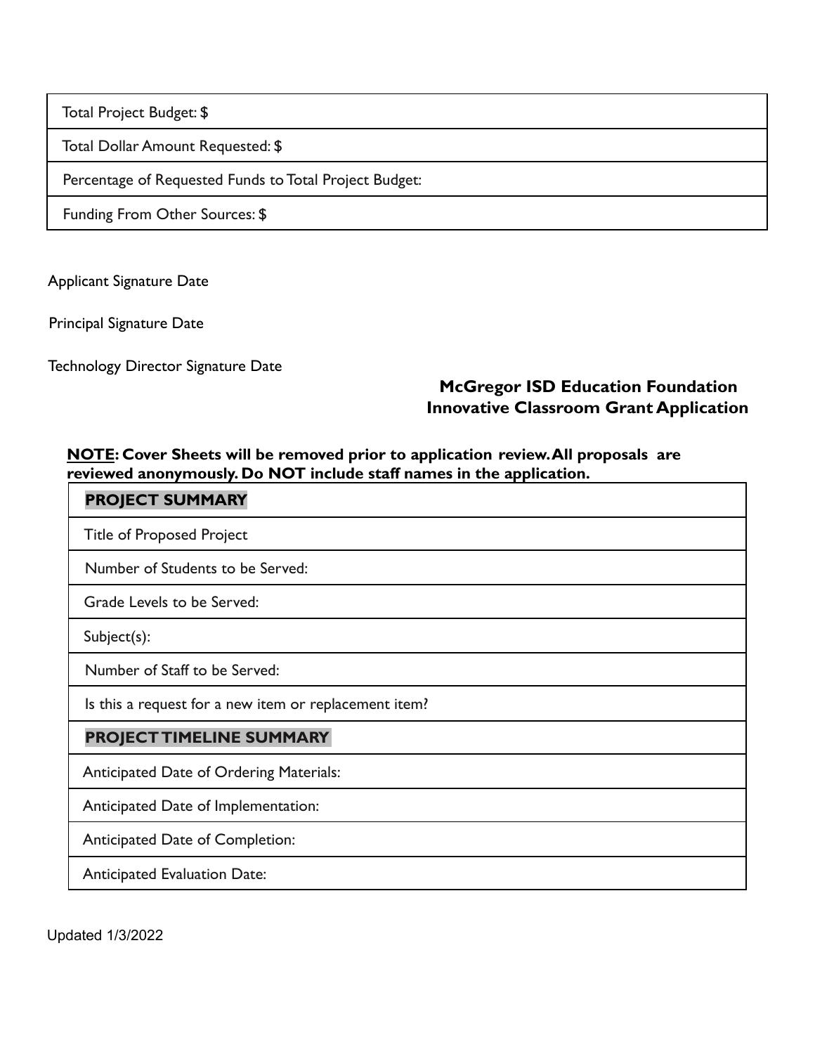| Total Project Budget: $ |
|---|
| Total Dollar Amount Requested: $ |
| Percentage of Requested Funds to Total Project Budget: |
| Funding From Other Sources: $ |

Applicant Signature Date

Principal Signature Date

Technology Director Signature Date

## McGregor ISD Education Foundation
## Innovative Classroom Grant Application

**<u>NOTE</u>: Cover Sheets will be removed prior to application review. All proposals are reviewed anonymously. Do NOT include staff names in the application.**

| **PROJECT SUMMARY** |
|---|
| Title of Proposed Project |
| Number of Students to be Served: |
| Grade Levels to be Served: |
| Subject(s): |
| Number of Staff to be Served: |
| Is this a request for a new item or replacement item? |
| **PROJECT TIMELINE SUMMARY** |
| Anticipated Date of Ordering Materials: |
| Anticipated Date of Implementation: |
| Anticipated Date of Completion: |
| Anticipated Evaluation Date: |

Updated 1/3/2022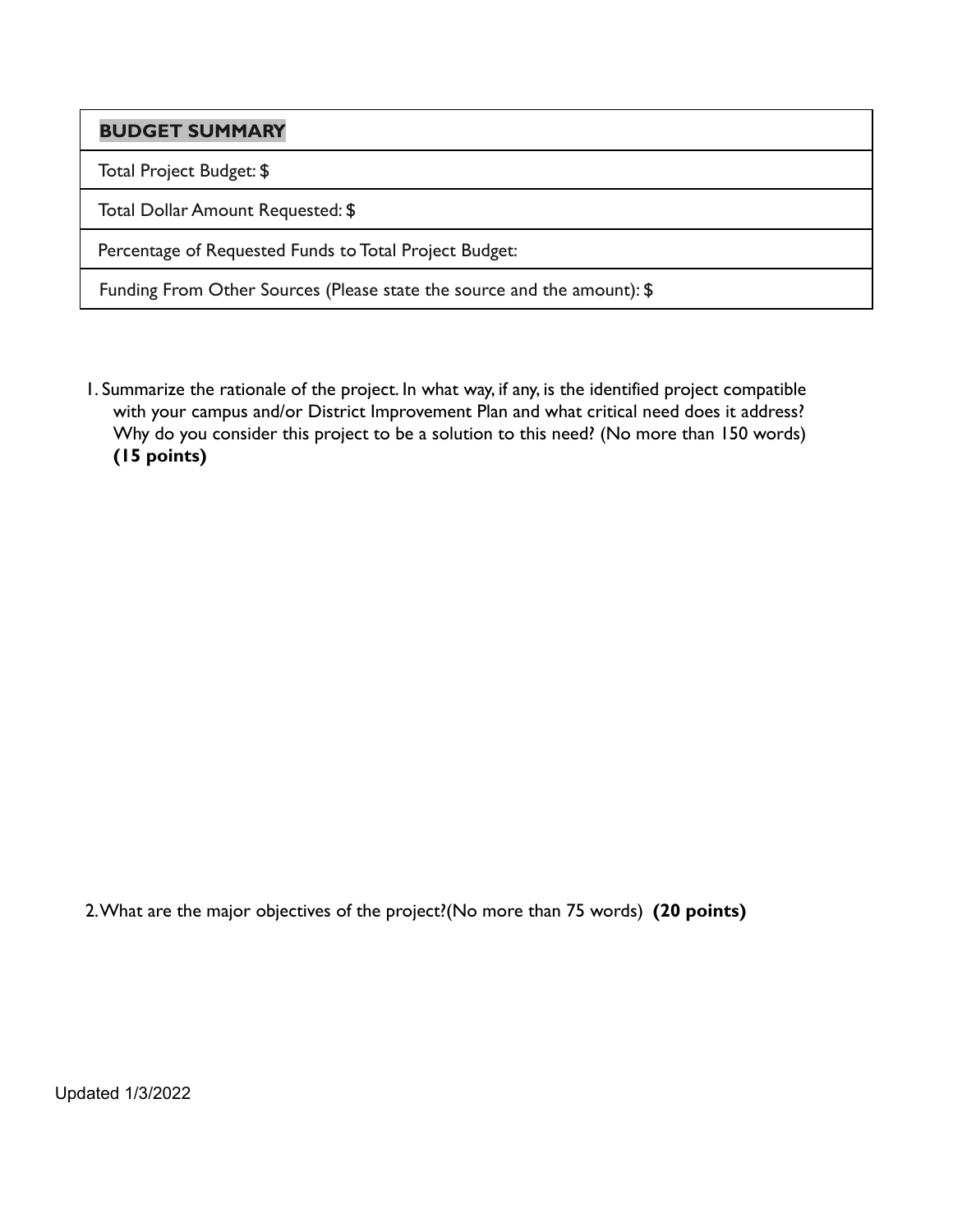| **BUDGET SUMMARY** |
| --- |
| Total Project Budget: $ |
| Total Dollar Amount Requested: $ |
| Percentage of Requested Funds to Total Project Budget: |
| Funding From Other Sources (Please state the source and the amount): $ |

1. Summarize the rationale of the project. In what way, if any, is the identified project compatible with your campus and/or District Improvement Plan and what critical need does it address? Why do you consider this project to be a solution to this need? (No more than 150 words) **(15 points)**

2. What are the major objectives of the project?(No more than 75 words) **(20 points)**

Updated 1/3/2022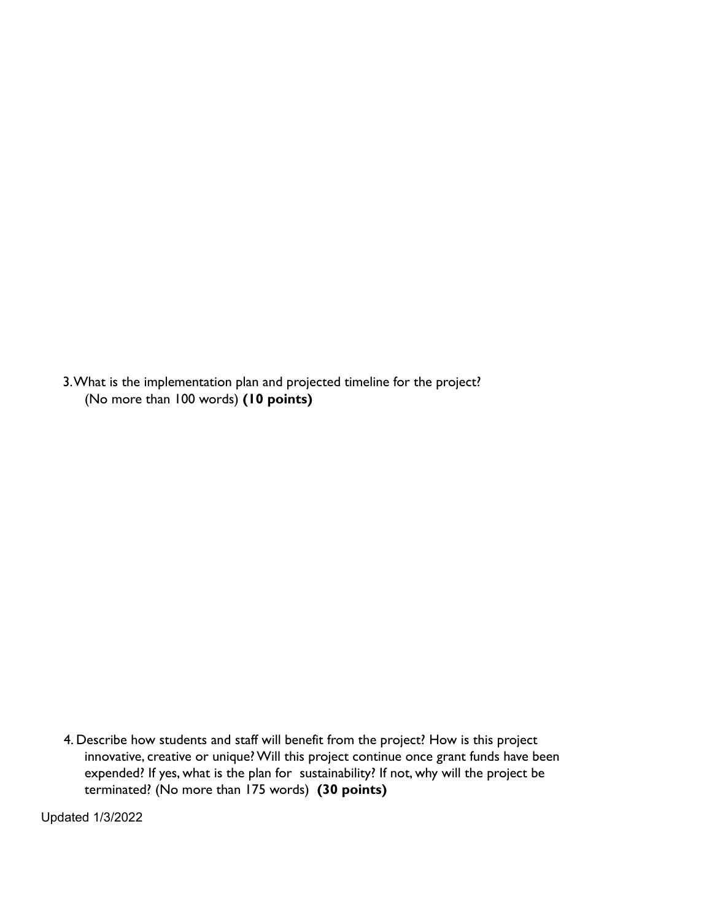3. What is the implementation plan and projected timeline for the project? (No more than 100 words) **(10 points)**

4. Describe how students and staff will benefit from the project? How is this project innovative, creative or unique? Will this project continue once grant funds have been expended? If yes, what is the plan for sustainability? If not, why will the project be terminated? (No more than 175 words) **(30 points)**

Updated 1/3/2022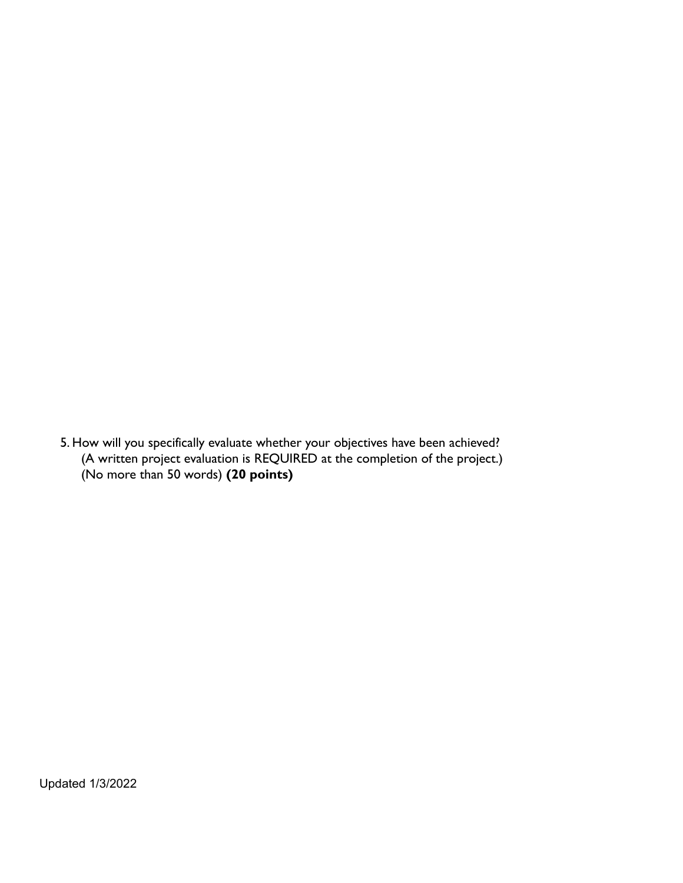5. How will you specifically evaluate whether your objectives have been achieved?
   (A written project evaluation is REQUIRED at the completion of the project.)
   (No more than 50 words) **(20 points)**

Updated 1/3/2022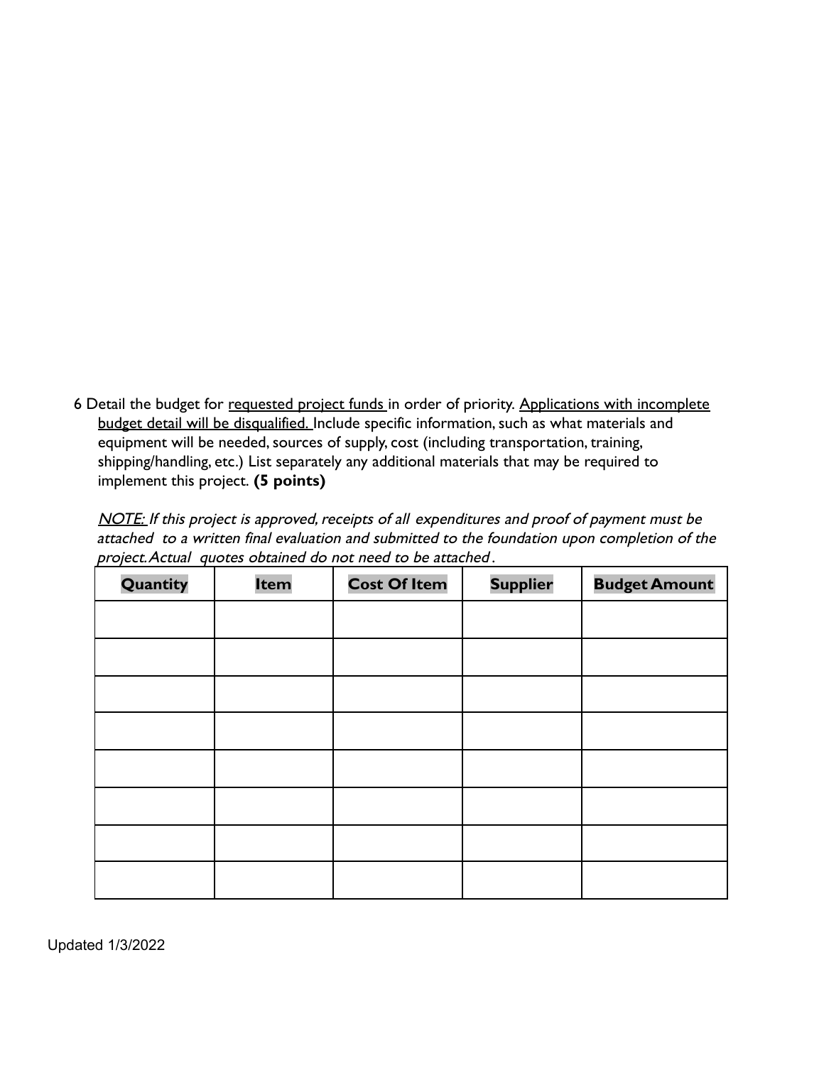6 Detail the budget for <u>requested project funds</u> in order of priority. <u>Applications with incomplete budget detail will be disqualified.</u> Include specific information, such as what materials and equipment will be needed, sources of supply, cost (including transportation, training, shipping/handling, etc.) List separately any additional materials that may be required to implement this project. **(5 points)**

*<u>NOTE:</u> If this project is approved, receipts of all expenditures and proof of payment must be attached to a written final evaluation and submitted to the foundation upon completion of the project. Actual quotes obtained do not need to be attached.*

| Quantity | Item | Cost Of Item | Supplier | Budget Amount |
|---|---|---|---|---|
| | | | | |
| | | | | |
| | | | | |
| | | | | |
| | | | | |
| | | | | |
| | | | | |
| | | | | |

Updated 1/3/2022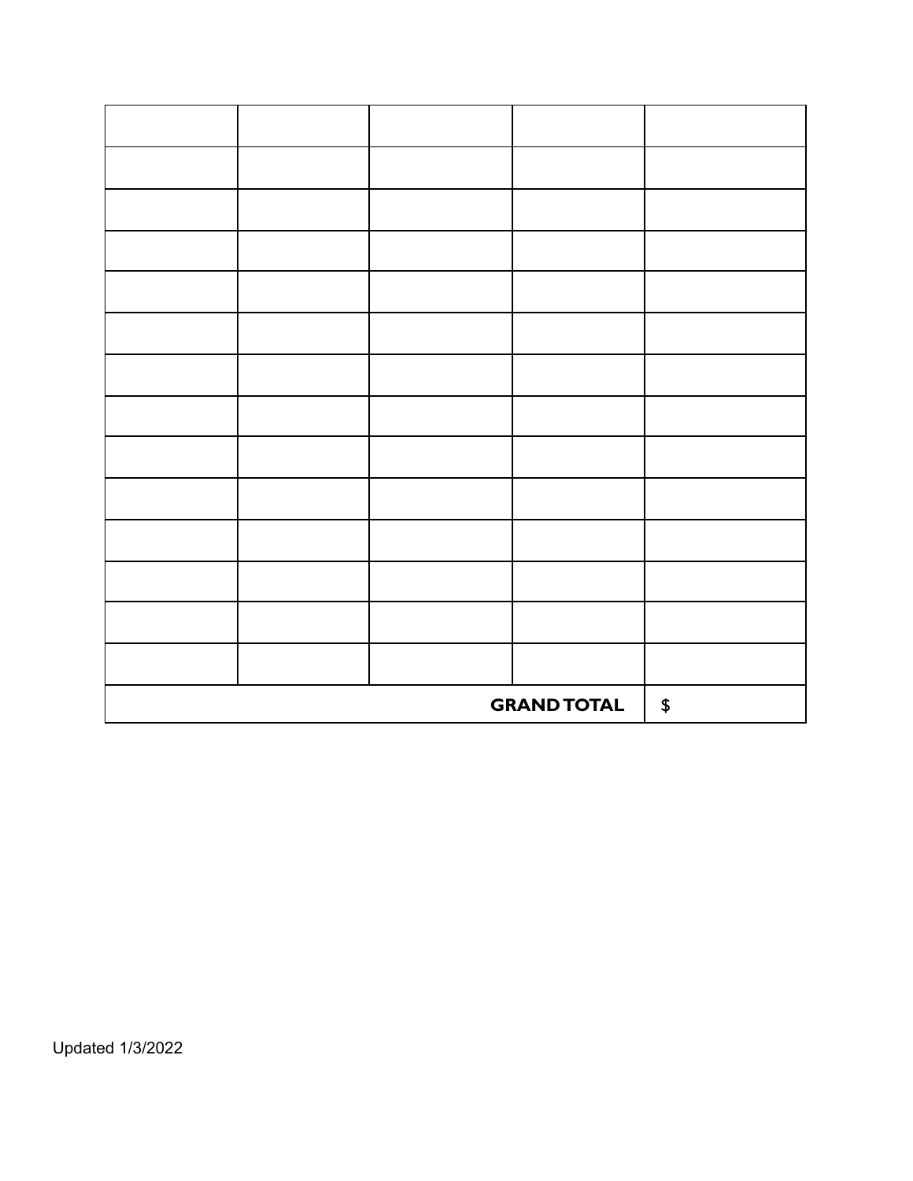| | | | | |
|---|---|---|---|---|
| | | | | |
| | | | | |
| | | | | |
| | | | | |
| | | | | |
| | | | | |
| | | | | |
| | | | | |
| | | | | |
| | | | | |
| | | | | |
| | | | | |
| | | | | |
| | | | **GRAND TOTAL** | **$** |

Updated 1/3/2022